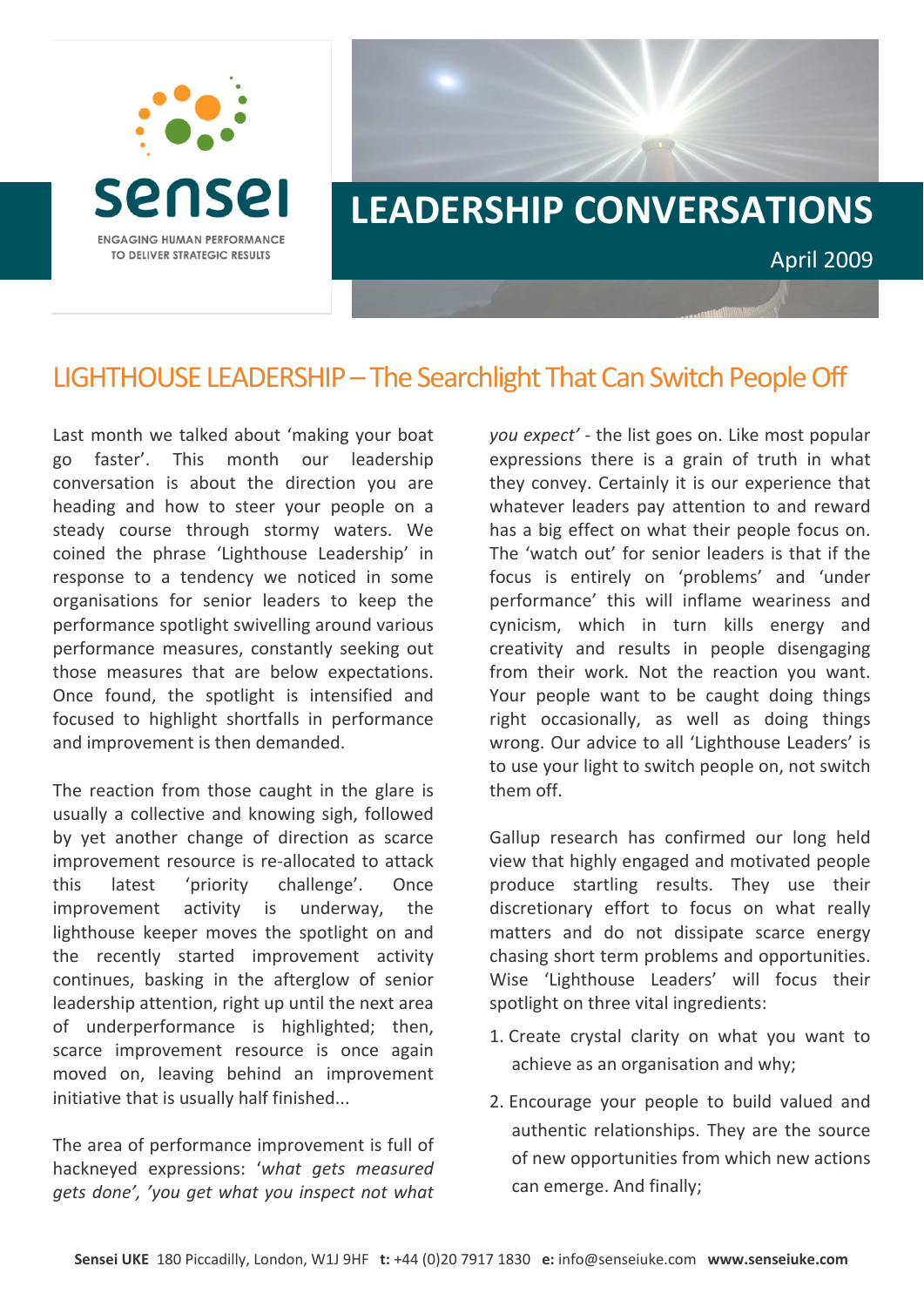sensei

ENGAGING HUMAN PERFORMANCE TO DELIVER STRATEGIC RESULTS

# LEADERSHIP CONVERSATIONS

April 2009

## LIGHTHOUSE LEADERSHIP – The Searchlight That Can Switch People Off

Last month we talked about 'making your boat go faster'. This month our leadership conversation is about the direction you are heading and how to steer your people on a steady course through stormy waters. We coined the phrase 'Lighthouse Leadership' in response to a tendency we noticed in some organisations for senior leaders to keep the performance spotlight swivelling around various performance measures, constantly seeking out those measures that are below expectations. Once found, the spotlight is intensified and focused to highlight shortfalls in performance and improvement is then demanded.

The reaction from those caught in the glare is usually a collective and knowing sigh, followed by yet another change of direction as scarce improvement resource is re-allocated to attack this latest 'priority challenge'. Once improvement activity is underway, the lighthouse keeper moves the spotlight on and the recently started improvement activity continues, basking in the afterglow of senior leadership attention, right up until the next area of underperformance is highlighted; then, scarce improvement resource is once again moved on, leaving behind an improvement initiative that is usually half finished...

The area of performance improvement is full of hackneyed expressions: '*what gets measured gets done*', '*you get what you inspect not what you expect*' - the list goes on. Like most popular expressions there is a grain of truth in what they convey. Certainly it is our experience that whatever leaders pay attention to and reward has a big effect on what their people focus on. The 'watch out' for senior leaders is that if the focus is entirely on 'problems' and 'under performance' this will inflame weariness and cynicism, which in turn kills energy and creativity and results in people disengaging from their work. Not the reaction you want. Your people want to be caught doing things right occasionally, as well as doing things wrong. Our advice to all 'Lighthouse Leaders' is to use your light to switch people on, not switch them off.

Gallup research has confirmed our long held view that highly engaged and motivated people produce startling results. They use their discretionary effort to focus on what really matters and do not dissipate scarce energy chasing short term problems and opportunities. Wise 'Lighthouse Leaders' will focus their spotlight on three vital ingredients:

1. Create crystal clarity on what you want to achieve as an organisation and why;
2. Encourage your people to build valued and authentic relationships. They are the source of new opportunities from which new actions can emerge. And finally;

**Sensei UKE** 180 Piccadilly, London, W1J 9HF **t:** +44 (0)20 7917 1830 **e:** info@senseiuke.com **www.senseiuke.com**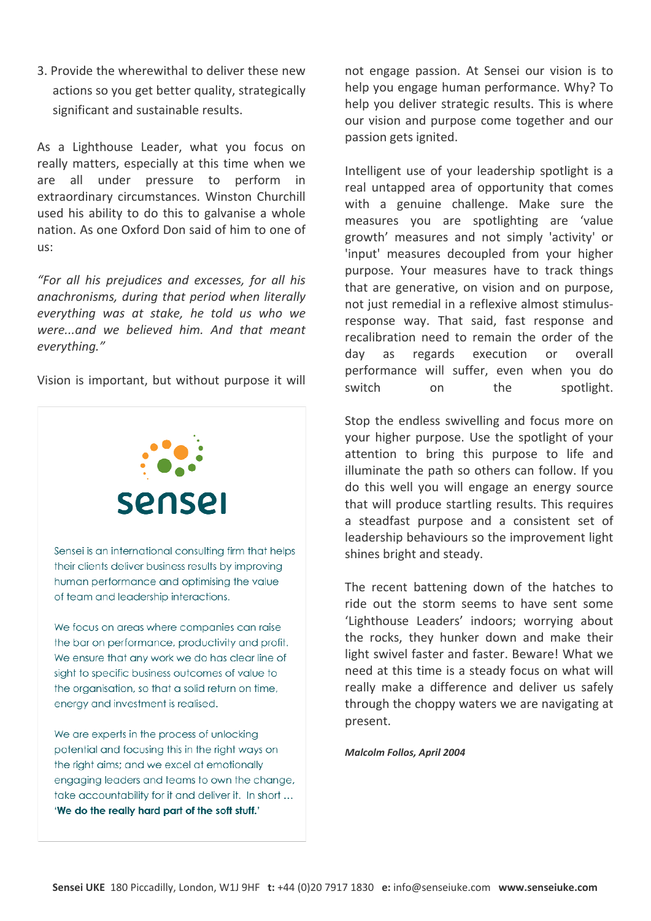3. Provide the wherewithal to deliver these new actions so you get better quality, strategically significant and sustainable results.

As a Lighthouse Leader, what you focus on really matters, especially at this time when we are all under pressure to perform in extraordinary circumstances. Winston Churchill used his ability to do this to galvanise a whole nation. As one Oxford Don said of him to one of us:

*"For all his prejudices and excesses, for all his anachronisms, during that period when literally everything was at stake, he told us who we were...and we believed him. And that meant everything."*

Vision is important, but without purpose it will not engage passion. At Sensei our vision is to help you engage human performance. Why? To help you deliver strategic results. This is where our vision and purpose come together and our passion gets ignited.

Intelligent use of your leadership spotlight is a real untapped area of opportunity that comes with a genuine challenge. Make sure the measures you are spotlighting are 'value growth' measures and not simply 'activity' or 'input' measures decoupled from your higher purpose. Your measures have to track things that are generative, on vision and on purpose, not just remedial in a reflexive almost stimulus-response way. That said, fast response and recalibration need to remain the order of the day as regards execution or overall performance will suffer, even when you do switch on the spotlight.

Stop the endless swivelling and focus more on your higher purpose. Use the spotlight of your attention to bring this purpose to life and illuminate the path so others can follow. If you do this well you will engage an energy source that will produce startling results. This requires a steadfast purpose and a consistent set of leadership behaviours so the improvement light shines bright and steady.

The recent battening down of the hatches to ride out the storm seems to have sent some 'Lighthouse Leaders' indoors; worrying about the rocks, they hunker down and make their light swivel faster and faster. Beware! What we need at this time is a steady focus on what will really make a difference and deliver us safely through the choppy waters we are navigating at present.

***Malcolm Follos, April 2004***

sensei

Sensei is an international consulting firm that helps their clients deliver business results by improving human performance and optimising the value of team and leadership interactions.

We focus on areas where companies can raise the bar on performance, productivity and profit. We ensure that any work we do has clear line of sight to specific business outcomes of value to the organisation, so that a solid return on time, energy and investment is realised.

We are experts in the process of unlocking potential and focusing this in the right ways on the right aims; and we excel at emotionally engaging leaders and teams to own the change, take accountability for it and deliver it. In short ... '**We do the really hard part of the soft stuff.**'

**Sensei UKE** 180 Piccadilly, London, W1J 9HF **t:** +44 (0)20 7917 1830 **e:** info@senseiuke.com **www.senseiuke.com**